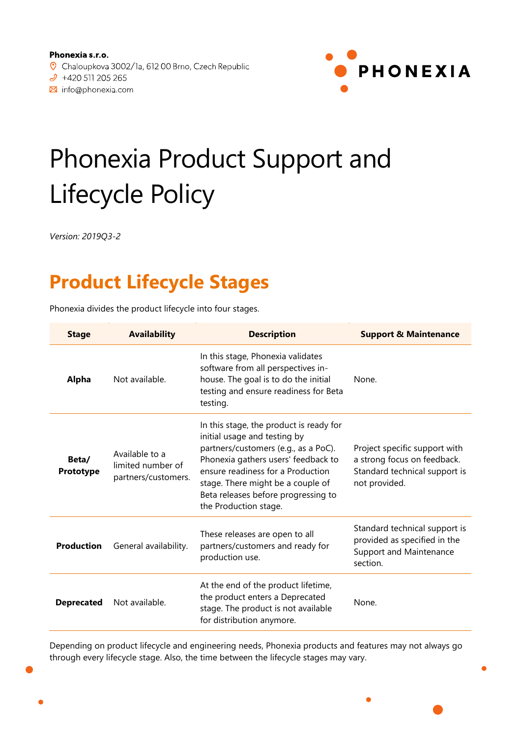**Phonexia s.r.o.**
Chaloupkova 3002/1a, 612 00 Brno, Czech Republic
+420 511 205 265
info@phonexia.com

# Phonexia Product Support and Lifecycle Policy

*Version: 2019Q3-2*

## Product Lifecycle Stages

Phonexia divides the product lifecycle into four stages.

| Stage | Availability | Description | Support & Maintenance |
|---|---|---|---|
| **Alpha** | Not available. | In this stage, Phonexia validates software from all perspectives in-house. The goal is to do the initial testing and ensure readiness for Beta testing. | None. |
| **Beta/ Prototype** | Available to a limited number of partners/customers. | In this stage, the product is ready for initial usage and testing by partners/customers (e.g., as a PoC). Phonexia gathers users' feedback to ensure readiness for a Production stage. There might be a couple of Beta releases before progressing to the Production stage. | Project specific support with a strong focus on feedback. Standard technical support is not provided. |
| **Production** | General availability. | These releases are open to all partners/customers and ready for production use. | Standard technical support is provided as specified in the Support and Maintenance section. |
| **Deprecated** | Not available. | At the end of the product lifetime, the product enters a Deprecated stage. The product is not available for distribution anymore. | None. |

Depending on product lifecycle and engineering needs, Phonexia products and features may not always go through every lifecycle stage. Also, the time between the lifecycle stages may vary.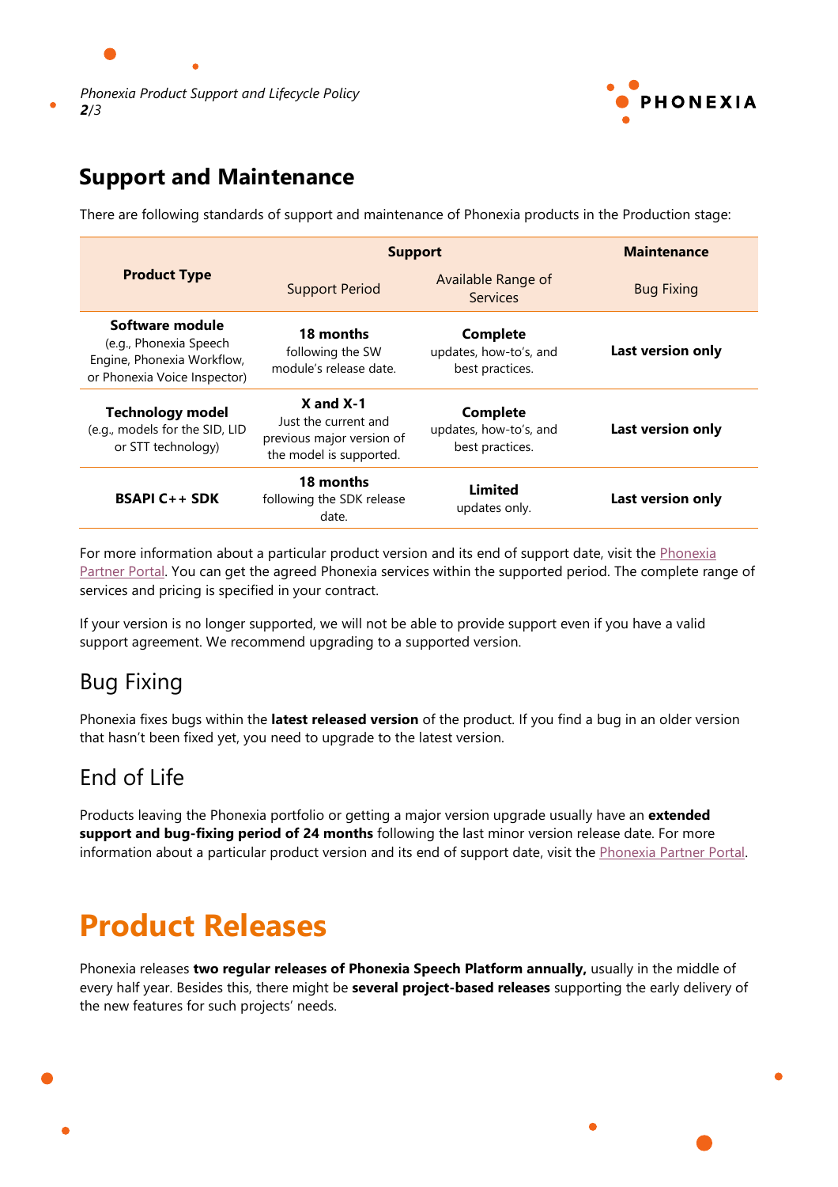## Support and Maintenance

There are following standards of support and maintenance of Phonexia products in the Production stage:

| Product Type | Support | | Maintenance |
|---|---|---|---|
| | Support Period | Available Range of Services | Bug Fixing |
| **Software module** (e.g., Phonexia Speech Engine, Phonexia Workflow, or Phonexia Voice Inspector) | **18 months** following the SW module's release date. | **Complete** updates, how-to's, and best practices. | **Last version only** |
| **Technology model** (e.g., models for the SID, LID or STT technology) | **X and X-1** Just the current and previous major version of the model is supported. | **Complete** updates, how-to's, and best practices. | **Last version only** |
| **BSAPI C++ SDK** | **18 months** following the SDK release date. | **Limited** updates only. | **Last version only** |

For more information about a particular product version and its end of support date, visit the Phonexia Partner Portal. You can get the agreed Phonexia services within the supported period. The complete range of services and pricing is specified in your contract.

If your version is no longer supported, we will not be able to provide support even if you have a valid support agreement. We recommend upgrading to a supported version.

### Bug Fixing

Phonexia fixes bugs within the **latest released version** of the product. If you find a bug in an older version that hasn't been fixed yet, you need to upgrade to the latest version.

### End of Life

Products leaving the Phonexia portfolio or getting a major version upgrade usually have an **extended support and bug-fixing period of 24 months** following the last minor version release date. For more information about a particular product version and its end of support date, visit the Phonexia Partner Portal.

# Product Releases

Phonexia releases **two regular releases of Phonexia Speech Platform annually,** usually in the middle of every half year. Besides this, there might be **several project-based releases** supporting the early delivery of the new features for such projects' needs.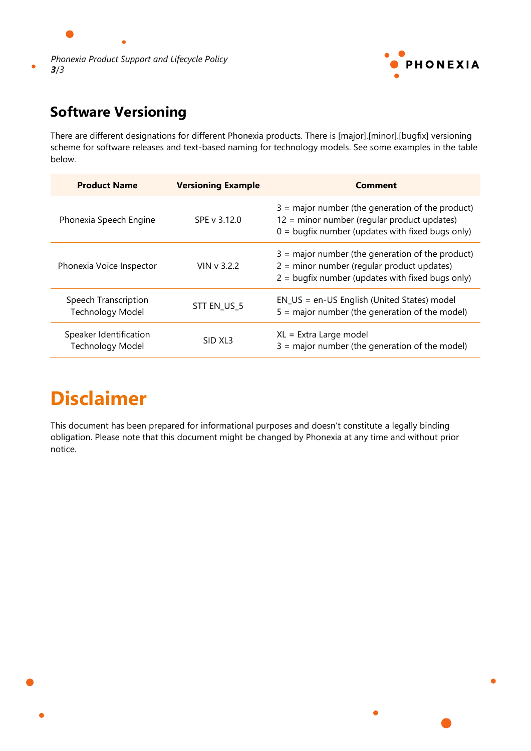## Software Versioning

There are different designations for different Phonexia products. There is [major].[minor].[bugfix] versioning scheme for software releases and text-based naming for technology models. See some examples in the table below.

| Product Name | Versioning Example | Comment |
|---|---|---|
| Phonexia Speech Engine | SPE v 3.12.0 | 3 = major number (the generation of the product)<br>12 = minor number (regular product updates)<br>0 = bugfix number (updates with fixed bugs only) |
| Phonexia Voice Inspector | VIN v 3.2.2 | 3 = major number (the generation of the product)<br>2 = minor number (regular product updates)<br>2 = bugfix number (updates with fixed bugs only) |
| Speech Transcription Technology Model | STT EN_US_5 | EN_US = en-US English (United States) model<br>5 = major number (the generation of the model) |
| Speaker Identification Technology Model | SID XL3 | XL = Extra Large model<br>3 = major number (the generation of the model) |

# Disclaimer

This document has been prepared for informational purposes and doesn't constitute a legally binding obligation. Please note that this document might be changed by Phonexia at any time and without prior notice.